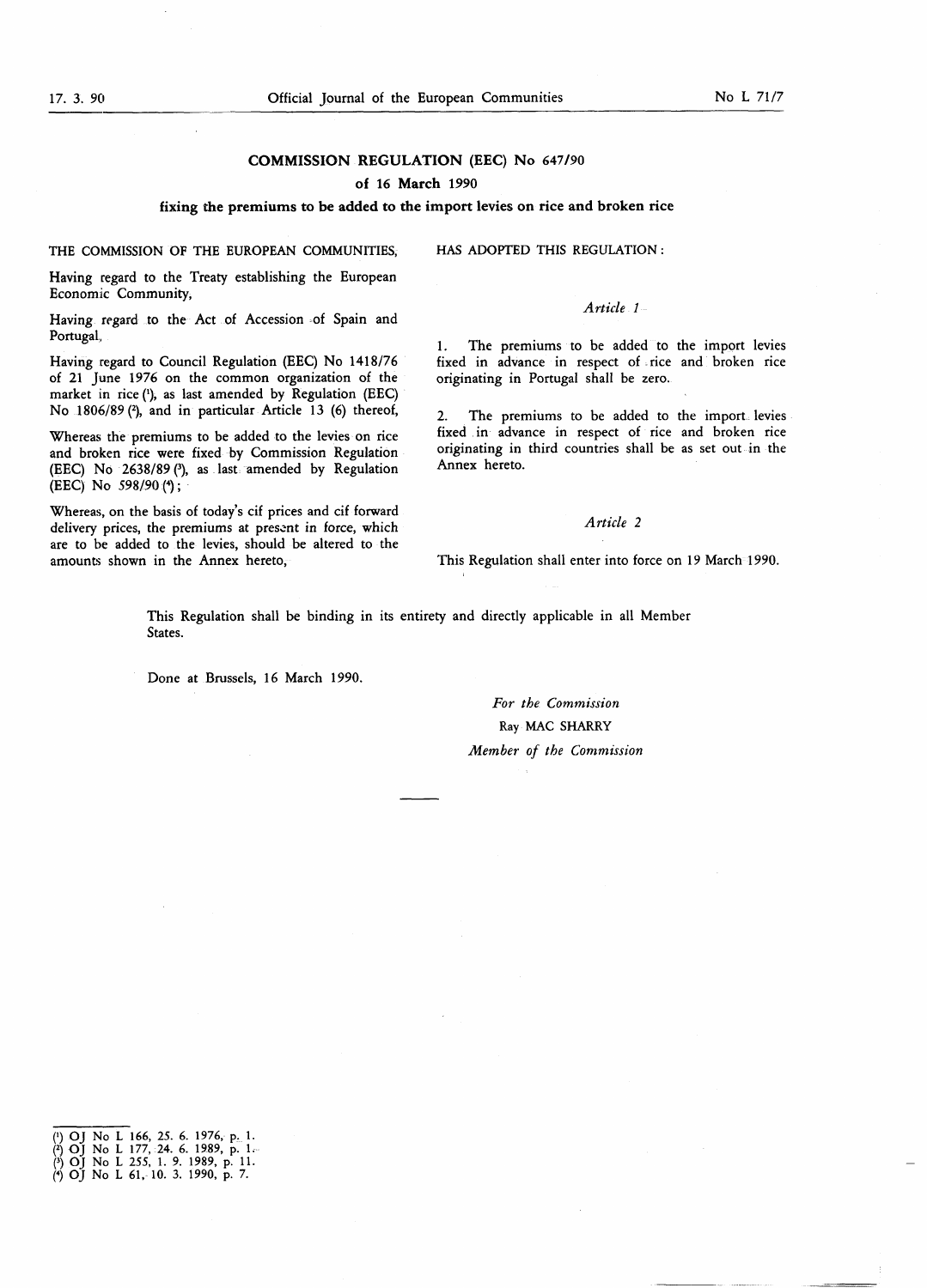# COMMISSION REGULATION (EEC) No 647/90

## of 16 March 1990

## fixing the premiums to be added to the import levies on rice and broken rice

THE COMMISSION OF THE EUROPEAN COMMUNITIES,

Having regard to the Treaty establishing the European Economic Community,

Having regard to the Act of Accession of Spain and Portugal,

Having regard to Council Regulation (EEC) No 1418/76 of 21 June 1976 on the common organization of the market in rice [1], as last amended by Regulation (EEC) No 1806/89 [2], and in particular Article 13 (6) thereof,

Whereas the premiums to be added to the levies on rice and broken rice were fixed by Commission Regulation (EEC) No 2638/89 [3], as last amended by Regulation (EEC) No 598/90 [4];

Whereas, on the basis of today's cif prices and cif forward delivery prices, the premiums at present in force, which are to be added to the levies, should be altered to the amounts shown in the Annex hereto,

HAS ADOPTED THIS REGULATION:

*Article 1*

1. The premiums to be added to the import levies fixed in advance in respect of rice and broken rice originating in Portugal shall be zero.

2. The premiums to be added to the import levies fixed in advance in respect of rice and broken rice originating in third countries shall be as set out in the Annex hereto.

*Article 2*

This Regulation shall enter into force on 19 March 1990.

This Regulation shall be binding in its entirety and directly applicable in all Member States.

Done at Brussels, 16 March 1990.

*For the Commission*

Ray MAC SHARRY

*Member of the Commission*

---

[1] OJ No L 166, 25. 6. 1976, p. 1.
[2] OJ No L 177, 24. 6. 1989, p. 1.
[3] OJ No L 255, 1. 9. 1989, p. 11.
[4] OJ No L 61, 10. 3. 1990, p. 7.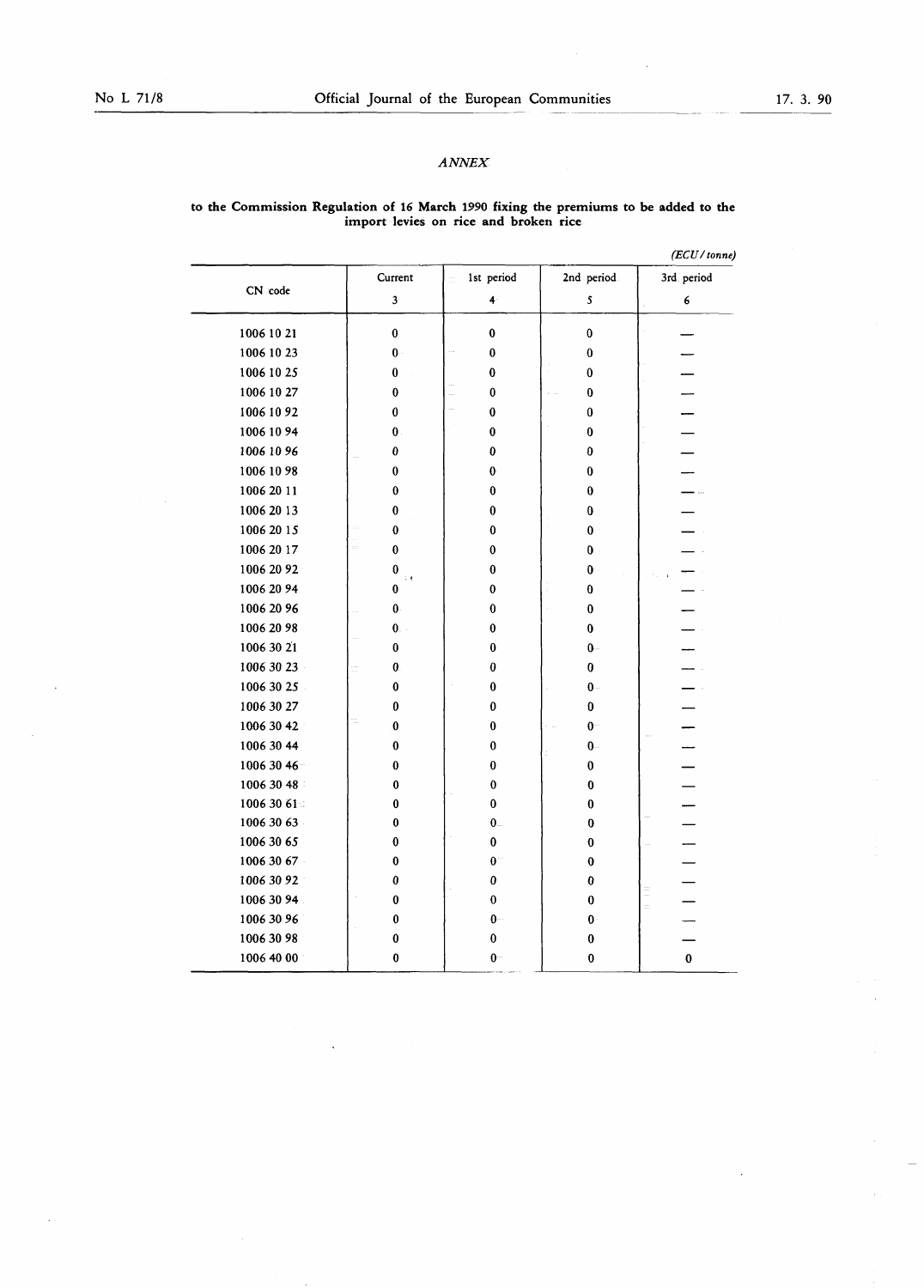## *ANNEX*

**to the Commission Regulation of 16 March 1990 fixing the premiums to be added to the import levies on rice and broken rice**

*(ECU/tonne)*

| CN code | Current | 1st period | 2nd period | 3rd period |
|---|---|---|---|---|
| | 3 | 4 | 5 | 6 |
| 1006 10 21 | 0 | 0 | 0 | — |
| 1006 10 23 | 0 | 0 | 0 | — |
| 1006 10 25 | 0 | 0 | 0 | — |
| 1006 10 27 | 0 | 0 | 0 | — |
| 1006 10 92 | 0 | 0 | 0 | — |
| 1006 10 94 | 0 | 0 | 0 | — |
| 1006 10 96 | 0 | 0 | 0 | — |
| 1006 10 98 | 0 | 0 | 0 | — |
| 1006 20 11 | 0 | 0 | 0 | — |
| 1006 20 13 | 0 | 0 | 0 | — |
| 1006 20 15 | 0 | 0 | 0 | — |
| 1006 20 17 | 0 | 0 | 0 | — |
| 1006 20 92 | 0 | 0 | 0 | — |
| 1006 20 94 | 0 | 0 | 0 | — |
| 1006 20 96 | 0 | 0 | 0 | — |
| 1006 20 98 | 0 | 0 | 0 | — |
| 1006 30 21 | 0 | 0 | 0 | — |
| 1006 30 23 | 0 | 0 | 0 | — |
| 1006 30 25 | 0 | 0 | 0 | — |
| 1006 30 27 | 0 | 0 | 0 | — |
| 1006 30 42 | 0 | 0 | 0 | — |
| 1006 30 44 | 0 | 0 | 0 | — |
| 1006 30 46 | 0 | 0 | 0 | — |
| 1006 30 48 | 0 | 0 | 0 | — |
| 1006 30 61 | 0 | 0 | 0 | — |
| 1006 30 63 | 0 | 0 | 0 | — |
| 1006 30 65 | 0 | 0 | 0 | — |
| 1006 30 67 | 0 | 0 | 0 | — |
| 1006 30 92 | 0 | 0 | 0 | — |
| 1006 30 94 | 0 | 0 | 0 | — |
| 1006 30 96 | 0 | 0 | 0 | — |
| 1006 30 98 | 0 | 0 | 0 | — |
| 1006 40 00 | 0 | 0 | 0 | 0 |